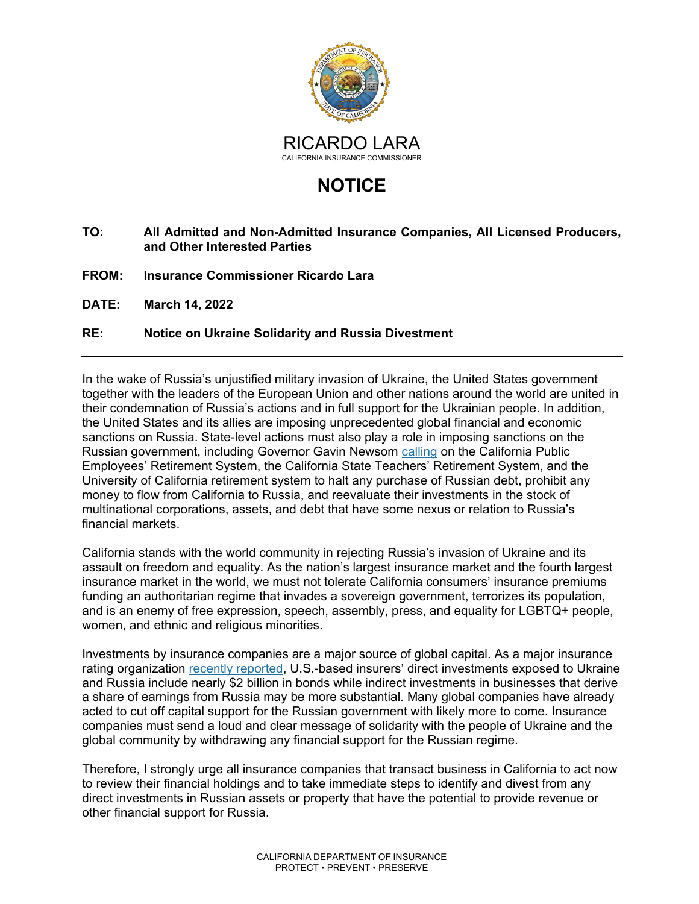RICARDO LARA

CALIFORNIA INSURANCE COMMISSIONER

# NOTICE

**TO:** **All Admitted and Non-Admitted Insurance Companies, All Licensed Producers, and Other Interested Parties**

**FROM:** **Insurance Commissioner Ricardo Lara**

**DATE:** **March 14, 2022**

**RE:** **Notice on Ukraine Solidarity and Russia Divestment**

---

In the wake of Russia's unjustified military invasion of Ukraine, the United States government together with the leaders of the European Union and other nations around the world are united in their condemnation of Russia's actions and in full support for the Ukrainian people. In addition, the United States and its allies are imposing unprecedented global financial and economic sanctions on Russia. State-level actions must also play a role in imposing sanctions on the Russian government, including Governor Gavin Newsom calling on the California Public Employees' Retirement System, the California State Teachers' Retirement System, and the University of California retirement system to halt any purchase of Russian debt, prohibit any money to flow from California to Russia, and reevaluate their investments in the stock of multinational corporations, assets, and debt that have some nexus or relation to Russia's financial markets.

California stands with the world community in rejecting Russia's invasion of Ukraine and its assault on freedom and equality. As the nation's largest insurance market and the fourth largest insurance market in the world, we must not tolerate California consumers' insurance premiums funding an authoritarian regime that invades a sovereign government, terrorizes its population, and is an enemy of free expression, speech, assembly, press, and equality for LGBTQ+ people, women, and ethnic and religious minorities.

Investments by insurance companies are a major source of global capital. As a major insurance rating organization recently reported, U.S.-based insurers' direct investments exposed to Ukraine and Russia include nearly $2 billion in bonds while indirect investments in businesses that derive a share of earnings from Russia may be more substantial. Many global companies have already acted to cut off capital support for the Russian government with likely more to come. Insurance companies must send a loud and clear message of solidarity with the people of Ukraine and the global community by withdrawing any financial support for the Russian regime.

Therefore, I strongly urge all insurance companies that transact business in California to act now to review their financial holdings and to take immediate steps to identify and divest from any direct investments in Russian assets or property that have the potential to provide revenue or other financial support for Russia.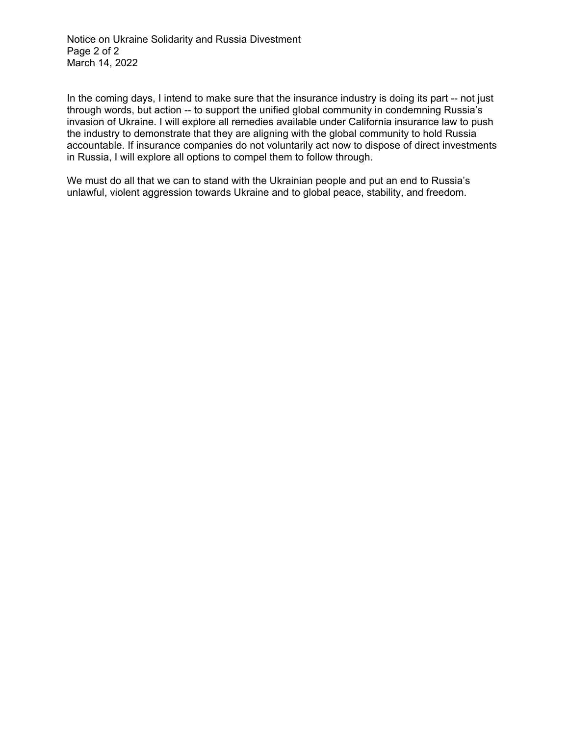In the coming days, I intend to make sure that the insurance industry is doing its part -- not just through words, but action -- to support the unified global community in condemning Russia's invasion of Ukraine. I will explore all remedies available under California insurance law to push the industry to demonstrate that they are aligning with the global community to hold Russia accountable. If insurance companies do not voluntarily act now to dispose of direct investments in Russia, I will explore all options to compel them to follow through.

We must do all that we can to stand with the Ukrainian people and put an end to Russia's unlawful, violent aggression towards Ukraine and to global peace, stability, and freedom.